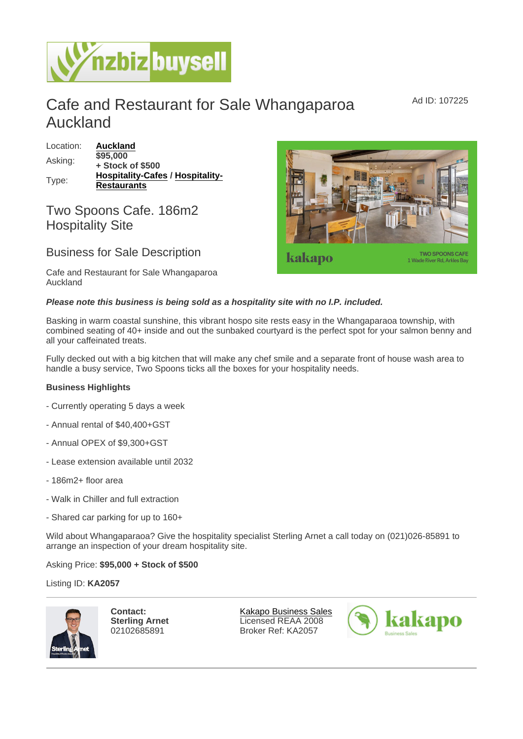# Cafe and Restaurant for Sale Whangaparoa Auckland

Ad ID: 107225

| | |
|---|---|
| Location: | **Auckland** |
| Asking: | **$95,000 + Stock of $500** |
| Type: | **Hospitality-Cafes / Hospitality-Restaurants** |

## Two Spoons Cafe. 186m2 Hospitality Site

## Business for Sale Description

Cafe and Restaurant for Sale Whangaparoa Auckland

***Please note this business is being sold as a hospitality site with no I.P. included.***

Basking in warm coastal sunshine, this vibrant hospo site rests easy in the Whangaparaoa township, with combined seating of 40+ inside and out the sunbaked courtyard is the perfect spot for your salmon benny and all your caffeinated treats.

Fully decked out with a big kitchen that will make any chef smile and a separate front of house wash area to handle a busy service, Two Spoons ticks all the boxes for your hospitality needs.

**Business Highlights**

- Currently operating 5 days a week
- Annual rental of $40,400+GST
- Annual OPEX of $9,300+GST
- Lease extension available until 2032
- 186m2+ floor area
- Walk in Chiller and full extraction
- Shared car parking for up to 160+

Wild about Whangaparaoa? Give the hospitality specialist Sterling Arnet a call today on (021)026-85891 to arrange an inspection of your dream hospitality site.

Asking Price: **$95,000 + Stock of $500**

Listing ID: **KA2057**

**Contact:**
**Sterling Arnet**
02102685891

Kakapo Business Sales
Licensed REAA 2008
Broker Ref: KA2057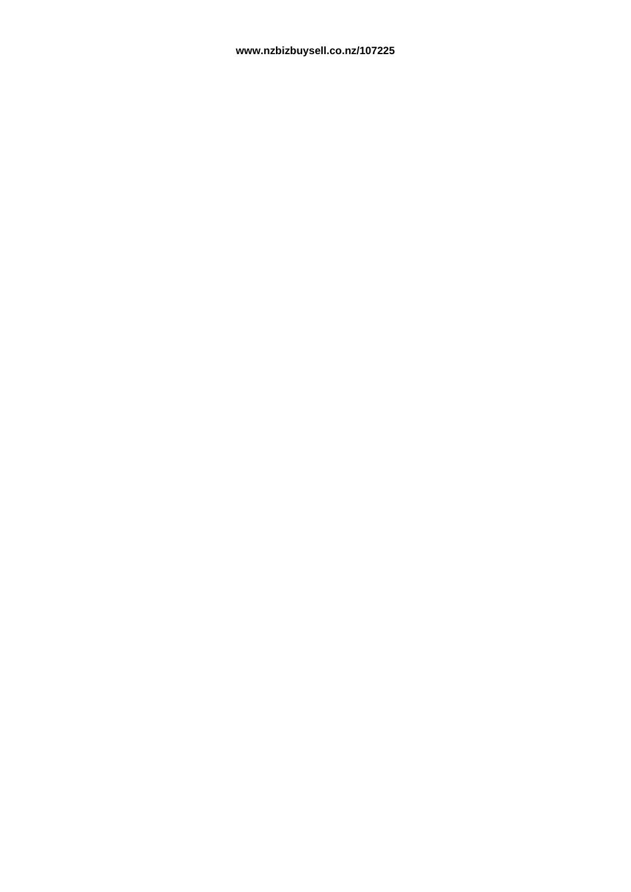**www.nzbizbuysell.co.nz/107225**